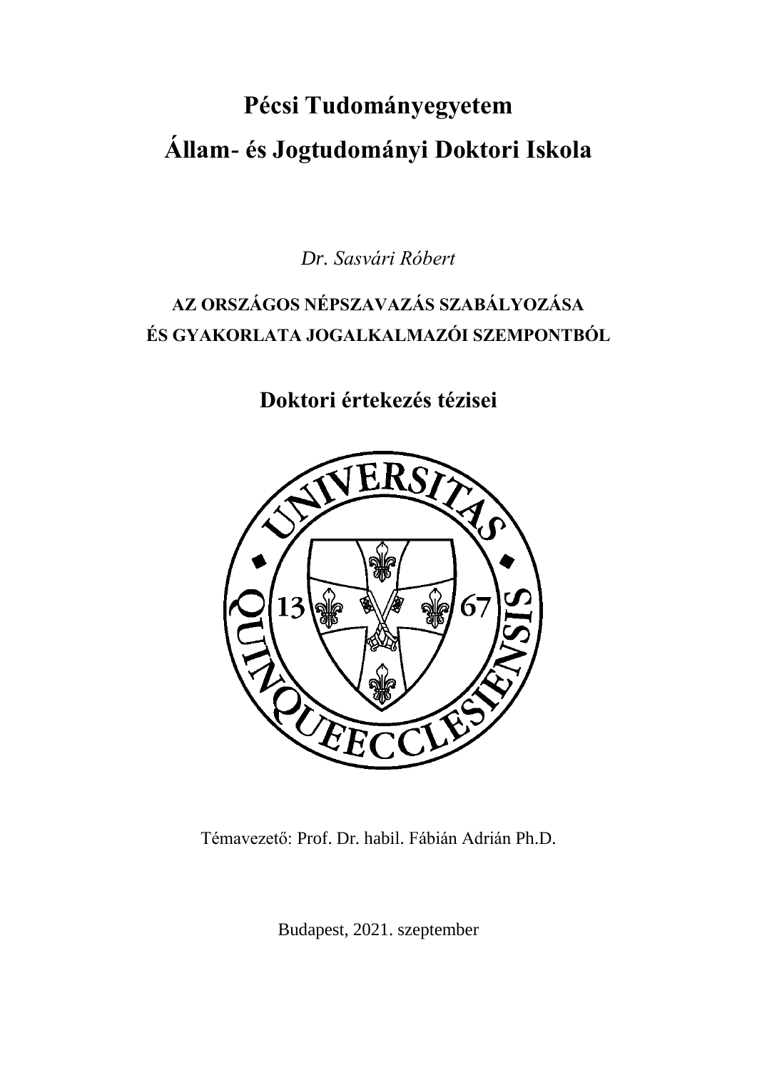# Pécsi Tudományegyetem

# Állam- és Jogtudományi Doktori Iskola

*Dr. Sasvári Róbert*

**AZ ORSZÁGOS NÉPSZAVAZÁS SZABÁLYOZÁSA ÉS GYAKORLATA JOGALKALMAZÓI SZEMPONTBÓL**

## Doktori értekezés tézisei

Témavezető: Prof. Dr. habil. Fábián Adrián Ph.D.

Budapest, 2021. szeptember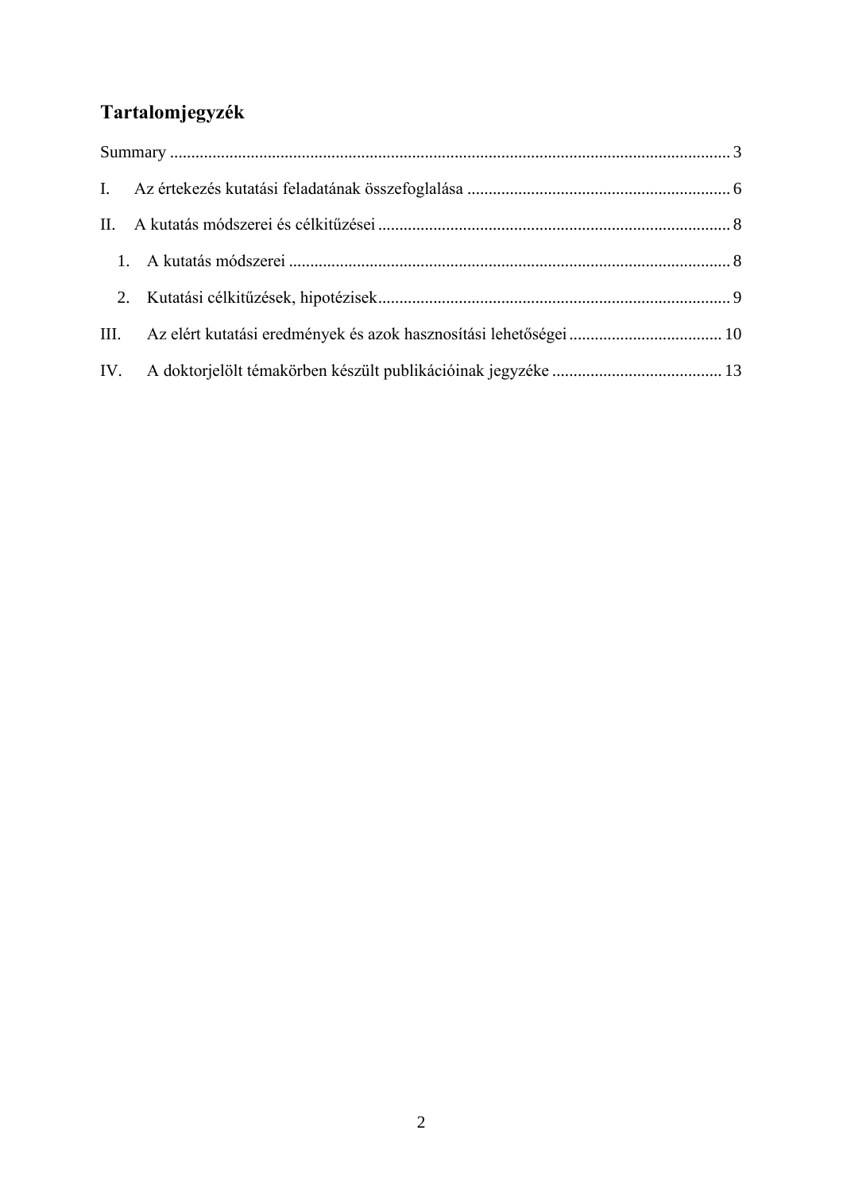# Tartalomjegyzék

Summary ........................................................................................................................................ 3

I. Az értekezés kutatási feladatának összefoglalása ............................................................. 6

II. A kutatás módszerei és célkitűzései .................................................................................. 8

1. A kutatás módszerei ....................................................................................................... 8

2. Kutatási célkitűzések, hipotézisek.................................................................................. 9

III. Az elért kutatási eredmények és azok hasznosítási lehetőségei ................................... 10

IV. A doktorjelölt témakörben készült publikációinak jegyzéke ....................................... 13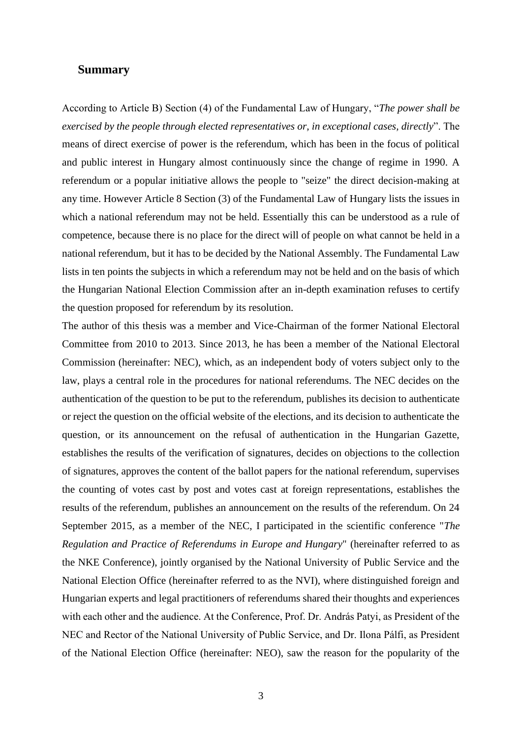## Summary

According to Article B) Section (4) of the Fundamental Law of Hungary, "*The power shall be exercised by the people through elected representatives or, in exceptional cases, directly*". The means of direct exercise of power is the referendum, which has been in the focus of political and public interest in Hungary almost continuously since the change of regime in 1990. A referendum or a popular initiative allows the people to "seize" the direct decision-making at any time. However Article 8 Section (3) of the Fundamental Law of Hungary lists the issues in which a national referendum may not be held. Essentially this can be understood as a rule of competence, because there is no place for the direct will of people on what cannot be held in a national referendum, but it has to be decided by the National Assembly. The Fundamental Law lists in ten points the subjects in which a referendum may not be held and on the basis of which the Hungarian National Election Commission after an in-depth examination refuses to certify the question proposed for referendum by its resolution.

The author of this thesis was a member and Vice-Chairman of the former National Electoral Committee from 2010 to 2013. Since 2013, he has been a member of the National Electoral Commission (hereinafter: NEC), which, as an independent body of voters subject only to the law, plays a central role in the procedures for national referendums. The NEC decides on the authentication of the question to be put to the referendum, publishes its decision to authenticate or reject the question on the official website of the elections, and its decision to authenticate the question, or its announcement on the refusal of authentication in the Hungarian Gazette, establishes the results of the verification of signatures, decides on objections to the collection of signatures, approves the content of the ballot papers for the national referendum, supervises the counting of votes cast by post and votes cast at foreign representations, establishes the results of the referendum, publishes an announcement on the results of the referendum. On 24 September 2015, as a member of the NEC, I participated in the scientific conference "*The Regulation and Practice of Referendums in Europe and Hungary*" (hereinafter referred to as the NKE Conference), jointly organised by the National University of Public Service and the National Election Office (hereinafter referred to as the NVI), where distinguished foreign and Hungarian experts and legal practitioners of referendums shared their thoughts and experiences with each other and the audience. At the Conference, Prof. Dr. András Patyi, as President of the NEC and Rector of the National University of Public Service, and Dr. Ilona Pálfi, as President of the National Election Office (hereinafter: NEO), saw the reason for the popularity of the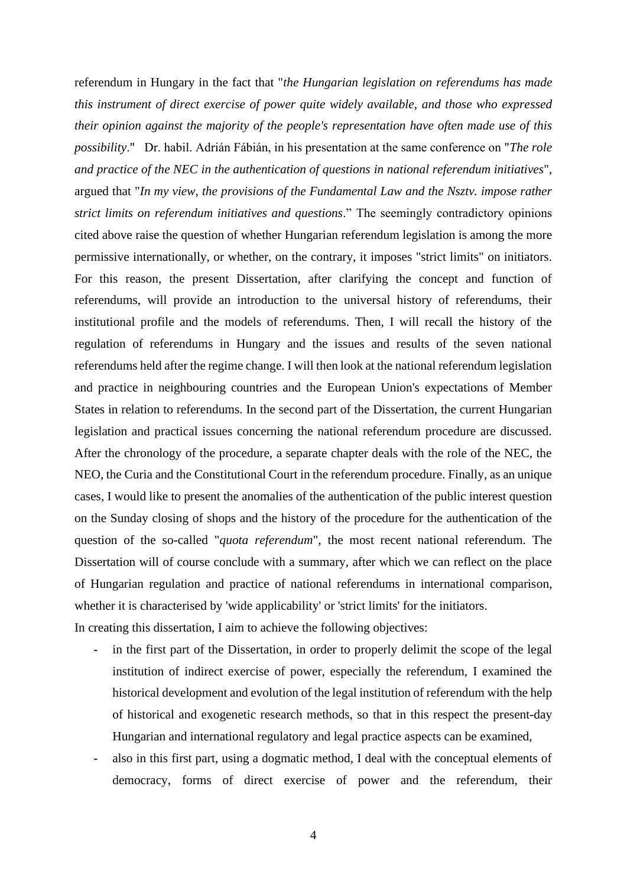referendum in Hungary in the fact that "*the Hungarian legislation on referendums has made this instrument of direct exercise of power quite widely available, and those who expressed their opinion against the majority of the people's representation have often made use of this possibility*."  Dr. habil. Adrián Fábián, in his presentation at the same conference on "*The role and practice of the NEC in the authentication of questions in national referendum initiatives*", argued that "*In my view, the provisions of the Fundamental Law and the Nsztv. impose rather strict limits on referendum initiatives and questions*." The seemingly contradictory opinions cited above raise the question of whether Hungarian referendum legislation is among the more permissive internationally, or whether, on the contrary, it imposes "strict limits" on initiators. For this reason, the present Dissertation, after clarifying the concept and function of referendums, will provide an introduction to the universal history of referendums, their institutional profile and the models of referendums. Then, I will recall the history of the regulation of referendums in Hungary and the issues and results of the seven national referendums held after the regime change. I will then look at the national referendum legislation and practice in neighbouring countries and the European Union's expectations of Member States in relation to referendums. In the second part of the Dissertation, the current Hungarian legislation and practical issues concerning the national referendum procedure are discussed. After the chronology of the procedure, a separate chapter deals with the role of the NEC, the NEO, the Curia and the Constitutional Court in the referendum procedure. Finally, as an unique cases, I would like to present the anomalies of the authentication of the public interest question on the Sunday closing of shops and the history of the procedure for the authentication of the question of the so-called "*quota referendum*", the most recent national referendum. The Dissertation will of course conclude with a summary, after which we can reflect on the place of Hungarian regulation and practice of national referendums in international comparison, whether it is characterised by 'wide applicability' or 'strict limits' for the initiators.

In creating this dissertation, I aim to achieve the following objectives:

- in the first part of the Dissertation, in order to properly delimit the scope of the legal institution of indirect exercise of power, especially the referendum, I examined the historical development and evolution of the legal institution of referendum with the help of historical and exogenetic research methods, so that in this respect the present-day Hungarian and international regulatory and legal practice aspects can be examined,
- also in this first part, using a dogmatic method, I deal with the conceptual elements of democracy, forms of direct exercise of power and the referendum, their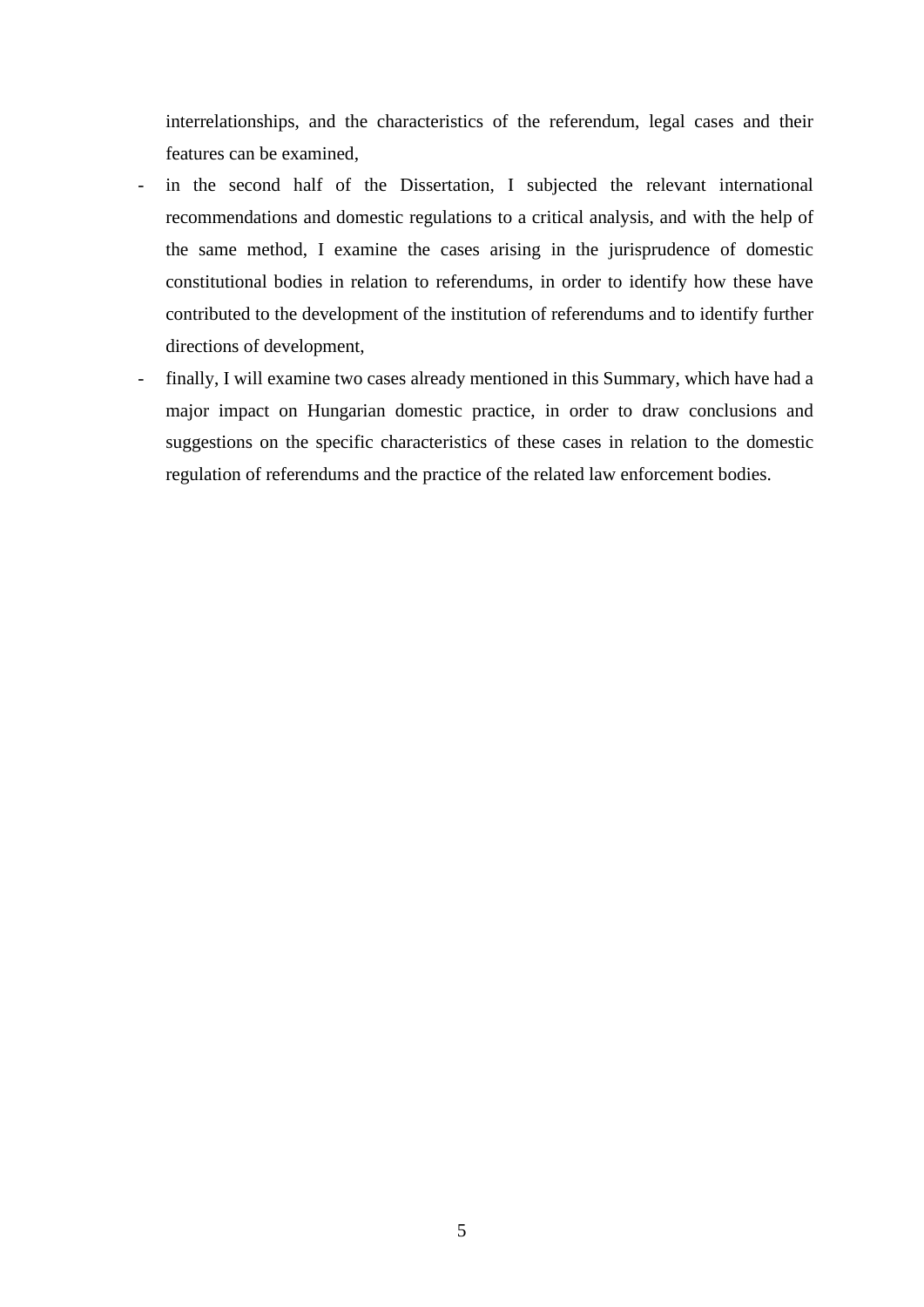interrelationships, and the characteristics of the referendum, legal cases and their features can be examined,

- in the second half of the Dissertation, I subjected the relevant international recommendations and domestic regulations to a critical analysis, and with the help of the same method, I examine the cases arising in the jurisprudence of domestic constitutional bodies in relation to referendums, in order to identify how these have contributed to the development of the institution of referendums and to identify further directions of development,
- finally, I will examine two cases already mentioned in this Summary, which have had a major impact on Hungarian domestic practice, in order to draw conclusions and suggestions on the specific characteristics of these cases in relation to the domestic regulation of referendums and the practice of the related law enforcement bodies.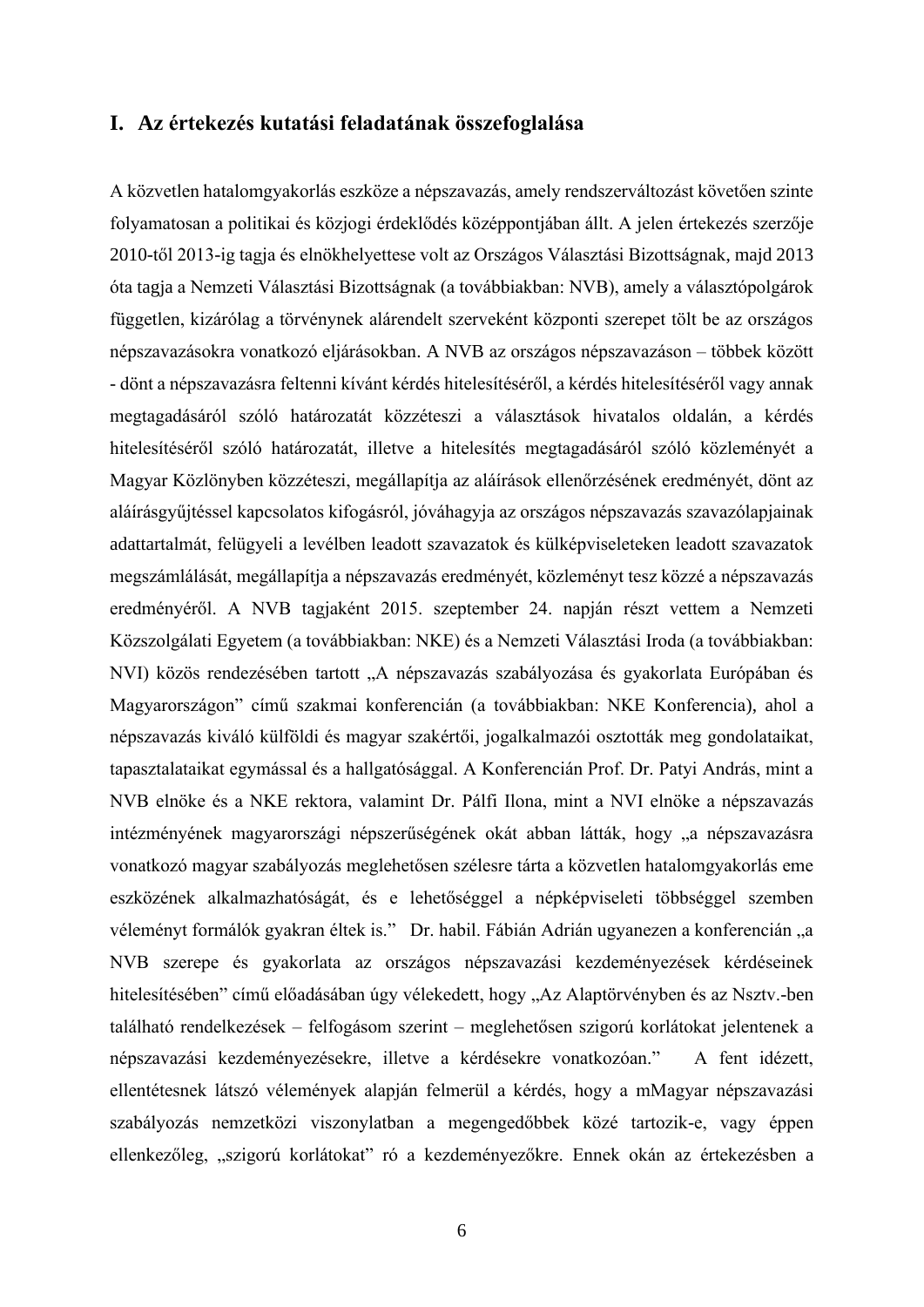# I. Az értekezés kutatási feladatának összefoglalása

A közvetlen hatalomgyakorlás eszköze a népszavazás, amely rendszerváltozást követően szinte folyamatosan a politikai és közjogi érdeklődés középpontjában állt. A jelen értekezés szerzője 2010-től 2013-ig tagja és elnökhelyettese volt az Országos Választási Bizottságnak, majd 2013 óta tagja a Nemzeti Választási Bizottságnak (a továbbiakban: NVB), amely a választópolgárok független, kizárólag a törvénynek alárendelt szerveként központi szerepet tölt be az országos népszavazásokra vonatkozó eljárásokban. A NVB az országos népszavazáson – többek között - dönt a népszavazásra feltenni kívánt kérdés hitelesítéséről, a kérdés hitelesítéséről vagy annak megtagadásáról szóló határozatát közzéteszi a választások hivatalos oldalán, a kérdés hitelesítéséről szóló határozatát, illetve a hitelesítés megtagadásáról szóló közleményét a Magyar Közlönyben közzéteszi, megállapítja az aláírások ellenőrzésének eredményét, dönt az aláírásgyűjtéssel kapcsolatos kifogásról, jóváhagyja az országos népszavazás szavazólapjainak adattartalmát, felügyeli a levélben leadott szavazatok és külképviseleteken leadott szavazatok megszámlálását, megállapítja a népszavazás eredményét, közleményt tesz közzé a népszavazás eredményéről. A NVB tagjaként 2015. szeptember 24. napján részt vettem a Nemzeti Közszolgálati Egyetem (a továbbiakban: NKE) és a Nemzeti Választási Iroda (a továbbiakban: NVI) közös rendezésében tartott „A népszavazás szabályozása és gyakorlata Európában és Magyarországon" című szakmai konferencián (a továbbiakban: NKE Konferencia), ahol a népszavazás kiváló külföldi és magyar szakértői, jogalkalmazói osztották meg gondolataikat, tapasztalataikat egymással és a hallgatósággal. A Konferencián Prof. Dr. Patyi András, mint a NVB elnöke és a NKE rektora, valamint Dr. Pálfi Ilona, mint a NVI elnöke a népszavazás intézményének magyarországi népszerűségének okát abban látták, hogy „a népszavazásra vonatkozó magyar szabályozás meglehetősen szélesre tárta a közvetlen hatalomgyakorlás eme eszközének alkalmazhatóságát, és e lehetőséggel a népképviseleti többséggel szemben véleményt formálók gyakran éltek is." Dr. habil. Fábián Adrián ugyanezen a konferencián „a NVB szerepe és gyakorlata az országos népszavazási kezdeményezések kérdéseinek hitelesítésében" című előadásában úgy vélekedett, hogy „Az Alaptörvényben és az Nsztv.-ben található rendelkezések – felfogásom szerint – meglehetősen szigorú korlátokat jelentenek a népszavazási kezdeményezésekre, illetve a kérdésekre vonatkozóan." A fent idézett, ellentétesnek látszó vélemények alapján felmerül a kérdés, hogy a mMagyar népszavazási szabályozás nemzetközi viszonylatban a megengedőbbek közé tartozik-e, vagy éppen ellenkezőleg, „szigorú korlátokat" ró a kezdeményezőkre. Ennek okán az értekezésben a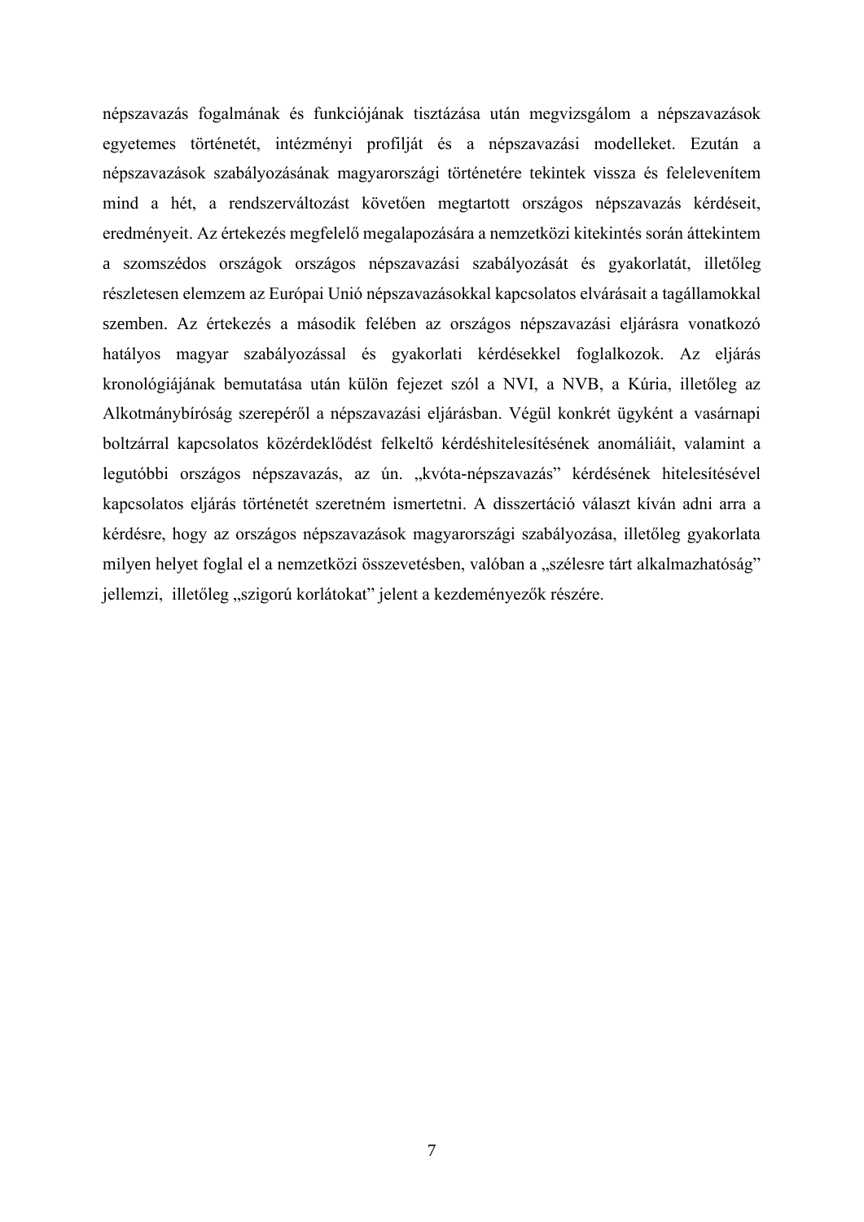népszavazás fogalmának és funkciójának tisztázása után megvizsgálom a népszavazások egyetemes történetét, intézményi profilját és a népszavazási modelleket. Ezután a népszavazások szabályozásának magyarországi történetére tekintek vissza és felelevenítem mind a hét, a rendszerváltozást követően megtartott országos népszavazás kérdéseit, eredményeit. Az értekezés megfelelő megalapozására a nemzetközi kitekintés során áttekintem a szomszédos országok országos népszavazási szabályozását és gyakorlatát, illetőleg részletesen elemzem az Európai Unió népszavazásokkal kapcsolatos elvárásait a tagállamokkal szemben. Az értekezés a második felében az országos népszavazási eljárásra vonatkozó hatályos magyar szabályozással és gyakorlati kérdésekkel foglalkozok. Az eljárás kronológiájának bemutatása után külön fejezet szól a NVI, a NVB, a Kúria, illetőleg az Alkotmánybíróság szerepéről a népszavazási eljárásban. Végül konkrét ügyként a vasárnapi boltzárral kapcsolatos közérdeklődést felkeltő kérdéshitelesítésének anomáliáit, valamint a legutóbbi országos népszavazás, az ún. „kvóta-népszavazás" kérdésének hitelesítésével kapcsolatos eljárás történetét szeretném ismertetni. A disszertáció választ kíván adni arra a kérdésre, hogy az országos népszavazások magyarországi szabályozása, illetőleg gyakorlata milyen helyet foglal el a nemzetközi összevetésben, valóban a „szélesre tárt alkalmazhatóság" jellemzi, illetőleg „szigorú korlátokat" jelent a kezdeményezők részére.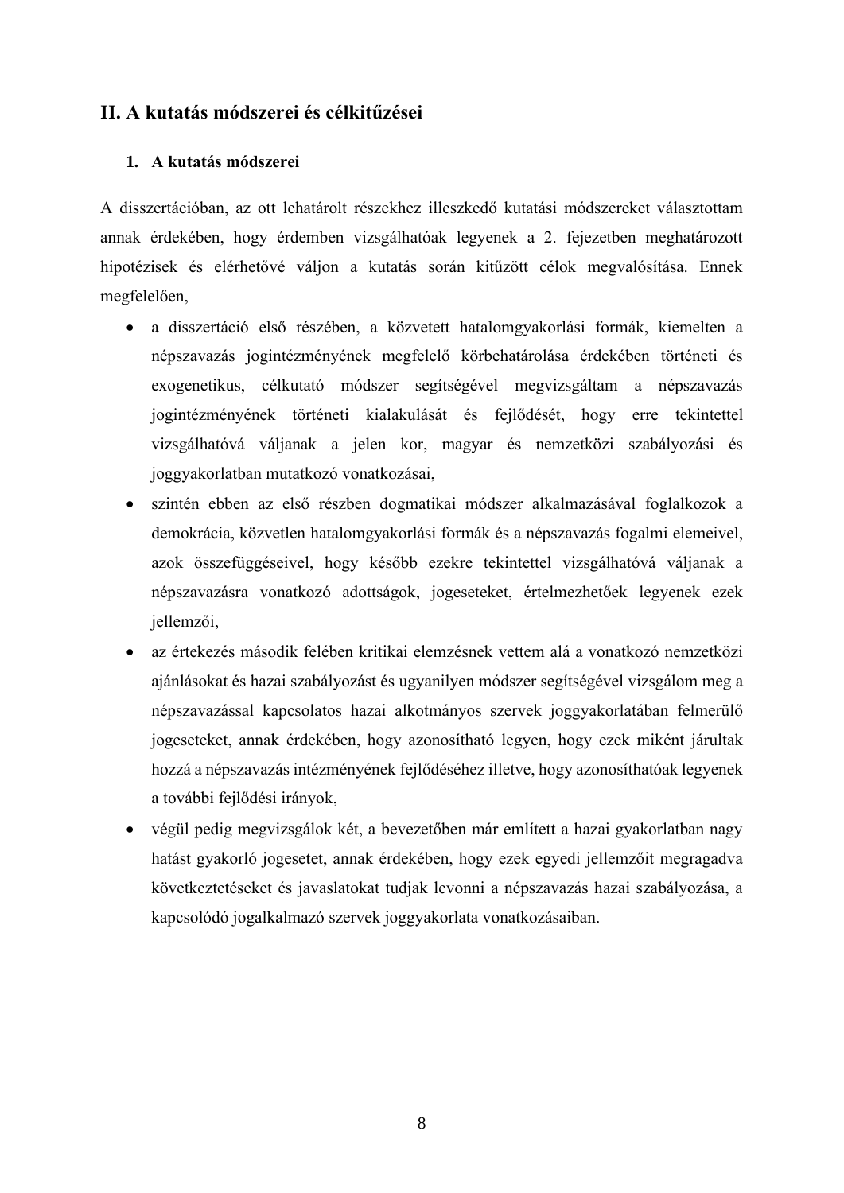## II. A kutatás módszerei és célkitűzései

### 1. A kutatás módszerei

A disszertációban, az ott lehatárolt részekhez illeszkedő kutatási módszereket választottam annak érdekében, hogy érdemben vizsgálhatóak legyenek a 2. fejezetben meghatározott hipotézisek és elérhetővé váljon a kutatás során kitűzött célok megvalósítása. Ennek megfelelően,

- a disszertáció első részében, a közvetett hatalomgyakorlási formák, kiemelten a népszavazás jogintézményének megfelelő körbehatárolása érdekében történeti és exogenetikus, célkutató módszer segítségével megvizsgáltam a népszavazás jogintézményének történeti kialakulását és fejlődését, hogy erre tekintettel vizsgálhatóvá váljanak a jelen kor, magyar és nemzetközi szabályozási és joggyakorlatban mutatkozó vonatkozásai,
- szintén ebben az első részben dogmatikai módszer alkalmazásával foglalkozok a demokrácia, közvetlen hatalomgyakorlási formák és a népszavazás fogalmi elemeivel, azok összefüggéseivel, hogy később ezekre tekintettel vizsgálhatóvá váljanak a népszavazásra vonatkozó adottságok, jogeseteket, értelmezhetőek legyenek ezek jellemzői,
- az értekezés második felében kritikai elemzésnek vettem alá a vonatkozó nemzetközi ajánlásokat és hazai szabályozást és ugyanilyen módszer segítségével vizsgálom meg a népszavazással kapcsolatos hazai alkotmányos szervek joggyakorlatában felmerülő jogeseteket, annak érdekében, hogy azonosítható legyen, hogy ezek miként járultak hozzá a népszavazás intézményének fejlődéséhez illetve, hogy azonosíthatóak legyenek a további fejlődési irányok,
- végül pedig megvizsgálok két, a bevezetőben már említett a hazai gyakorlatban nagy hatást gyakorló jogesetet, annak érdekében, hogy ezek egyedi jellemzőit megragadva következtetéseket és javaslatokat tudjak levonni a népszavazás hazai szabályozása, a kapcsolódó jogalkalmazó szervek joggyakorlata vonatkozásaiban.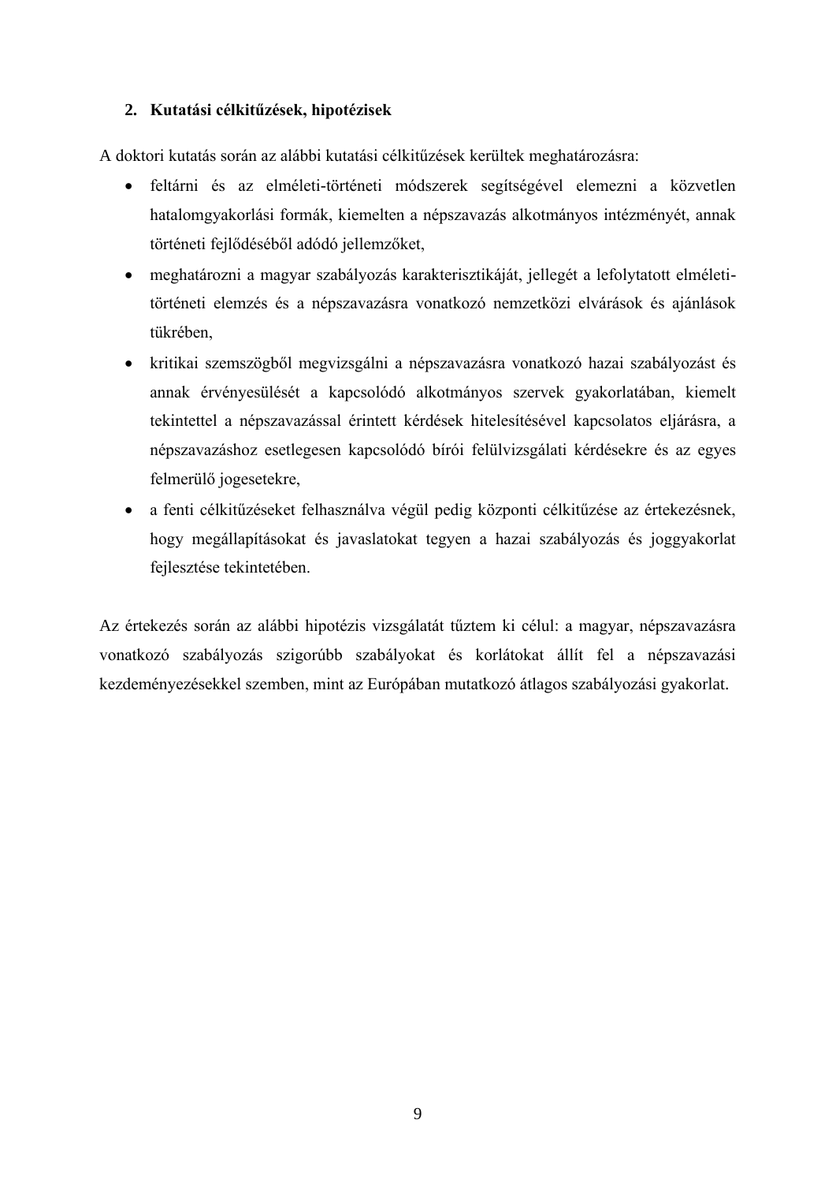## 2. Kutatási célkitűzések, hipotézisek

A doktori kutatás során az alábbi kutatási célkitűzések kerültek meghatározásra:

- feltárni és az elméleti-történeti módszerek segítségével elemezni a közvetlen hatalomgyakorlási formák, kiemelten a népszavazás alkotmányos intézményét, annak történeti fejlődéséből adódó jellemzőket,
- meghatározni a magyar szabályozás karakterisztikáját, jellegét a lefolytatott elméleti-történeti elemzés és a népszavazásra vonatkozó nemzetközi elvárások és ajánlások tükrében,
- kritikai szemszögből megvizsgálni a népszavazásra vonatkozó hazai szabályozást és annak érvényesülését a kapcsolódó alkotmányos szervek gyakorlatában, kiemelt tekintettel a népszavazással érintett kérdések hitelesítésével kapcsolatos eljárásra, a népszavazáshoz esetlegesen kapcsolódó bírói felülvizsgálati kérdésekre és az egyes felmerülő jogesetekre,
- a fenti célkitűzéseket felhasználva végül pedig központi célkitűzése az értekezésnek, hogy megállapításokat és javaslatokat tegyen a hazai szabályozás és joggyakorlat fejlesztése tekintetében.

Az értekezés során az alábbi hipotézis vizsgálatát tűztem ki célul: a magyar, népszavazásra vonatkozó szabályozás szigorúbb szabályokat és korlátokat állít fel a népszavazási kezdeményezésekkel szemben, mint az Európában mutatkozó átlagos szabályozási gyakorlat.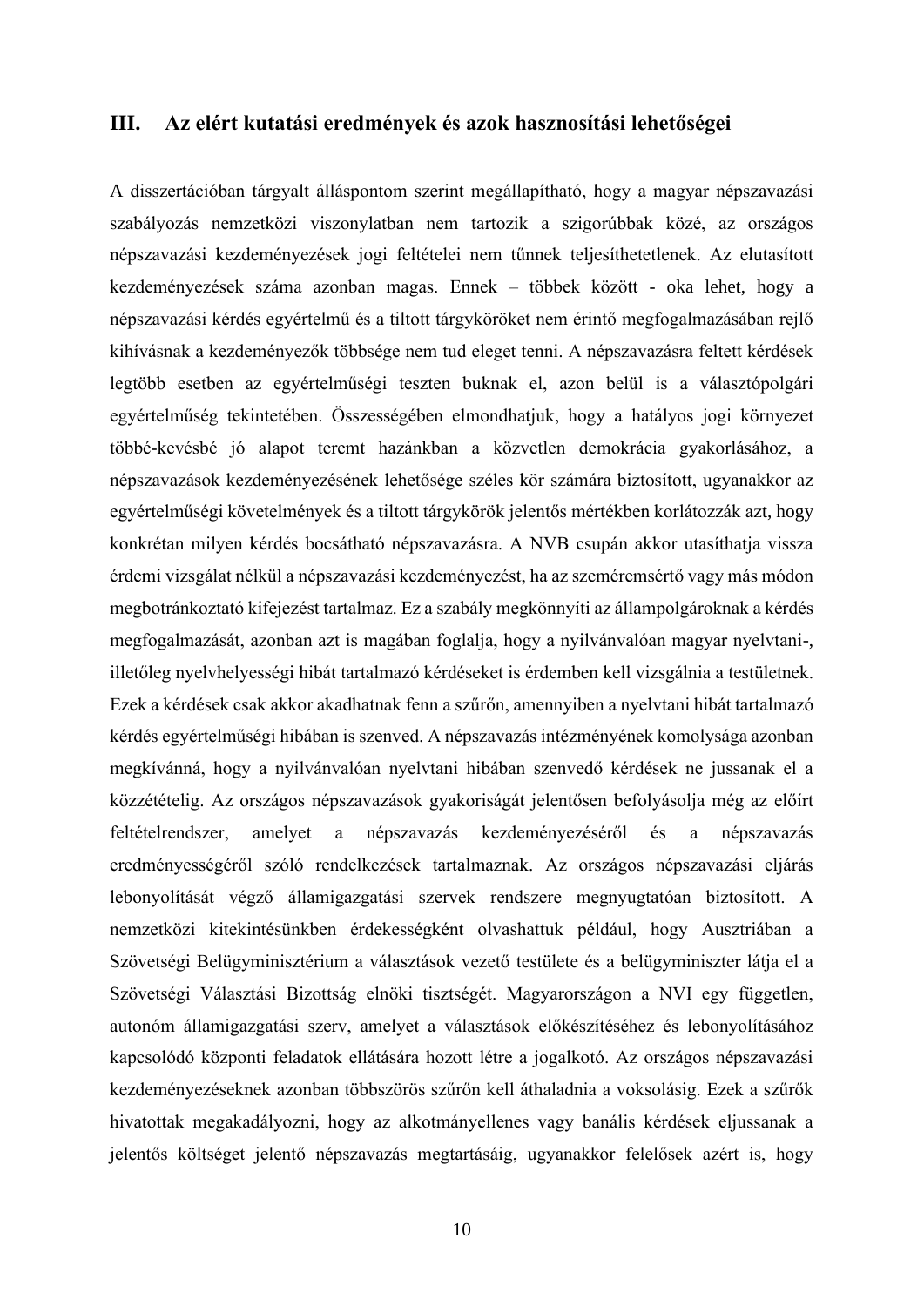## III. Az elért kutatási eredmények és azok hasznosítási lehetőségei

A disszertációban tárgyalt álláspontom szerint megállapítható, hogy a magyar népszavazási szabályozás nemzetközi viszonylatban nem tartozik a szigorúbbak közé, az országos népszavazási kezdeményezések jogi feltételei nem tűnnek teljesíthetetlenek. Az elutasított kezdeményezések száma azonban magas. Ennek – többek között - oka lehet, hogy a népszavazási kérdés egyértelmű és a tiltott tárgyköröket nem érintő megfogalmazásában rejlő kihívásnak a kezdeményezők többsége nem tud eleget tenni. A népszavazásra feltett kérdések legtöbb esetben az egyértelműségi teszten buknak el, azon belül is a választópolgári egyértelműség tekintetében. Összességében elmondhatjuk, hogy a hatályos jogi környezet többé-kevésbé jó alapot teremt hazánkban a közvetlen demokrácia gyakorlásához, a népszavazások kezdeményezésének lehetősége széles kör számára biztosított, ugyanakkor az egyértelműségi követelmények és a tiltott tárgykörök jelentős mértékben korlátozzák azt, hogy konkrétan milyen kérdés bocsátható népszavazásra. A NVB csupán akkor utasíthatja vissza érdemi vizsgálat nélkül a népszavazási kezdeményezést, ha az szeméremsértő vagy más módon megbotránkoztató kifejezést tartalmaz. Ez a szabály megkönnyíti az állampolgároknak a kérdés megfogalmazását, azonban azt is magában foglalja, hogy a nyilvánvalóan magyar nyelvtani-, illetőleg nyelvhelyességi hibát tartalmazó kérdéseket is érdemben kell vizsgálnia a testületnek. Ezek a kérdések csak akkor akadhatnak fenn a szűrőn, amennyiben a nyelvtani hibát tartalmazó kérdés egyértelműségi hibában is szenved. A népszavazás intézményének komolysága azonban megkívánná, hogy a nyilvánvalóan nyelvtani hibában szenvedő kérdések ne jussanak el a közzétételig. Az országos népszavazások gyakoriságát jelentősen befolyásolja még az előírt feltételrendszer, amelyet a népszavazás kezdeményezéséről és a népszavazás eredményességéről szóló rendelkezések tartalmaznak. Az országos népszavazási eljárás lebonyolítását végző államigazgatási szervek rendszere megnyugtatóan biztosított. A nemzetközi kitekintésünkben érdekességként olvashattuk például, hogy Ausztriában a Szövetségi Belügyminisztérium a választások vezető testülete és a belügyminiszter látja el a Szövetségi Választási Bizottság elnöki tisztségét. Magyarországon a NVI egy független, autonóm államigazgatási szerv, amelyet a választások előkészítéséhez és lebonyolításához kapcsolódó központi feladatok ellátására hozott létre a jogalkotó. Az országos népszavazási kezdeményezéseknek azonban többszörös szűrőn kell áthaladnia a voksolásig. Ezek a szűrők hivatottak megakadályozni, hogy az alkotmányellenes vagy banális kérdések eljussanak a jelentős költséget jelentő népszavazás megtartásáig, ugyanakkor felelősek azért is, hogy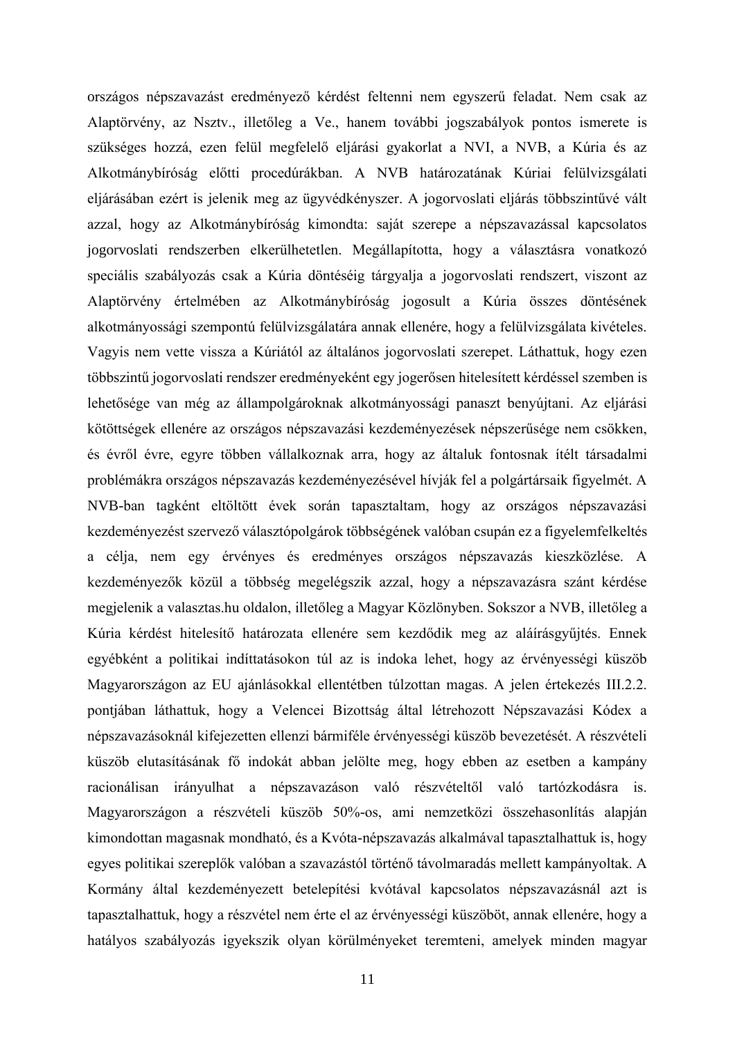országos népszavazást eredményező kérdést feltenni nem egyszerű feladat. Nem csak az Alaptörvény, az Nsztv., illetőleg a Ve., hanem további jogszabályok pontos ismerete is szükséges hozzá, ezen felül megfelelő eljárási gyakorlat a NVI, a NVB, a Kúria és az Alkotmánybíróság előtti procedúrákban. A NVB határozatának Kúriai felülvizsgálati eljárásában ezért is jelenik meg az ügyvédkényszer. A jogorvoslati eljárás többszintűvé vált azzal, hogy az Alkotmánybíróság kimondta: saját szerepe a népszavazással kapcsolatos jogorvoslati rendszerben elkerülhetetlen. Megállapította, hogy a választásra vonatkozó speciális szabályozás csak a Kúria döntéséig tárgyalja a jogorvoslati rendszert, viszont az Alaptörvény értelmében az Alkotmánybíróság jogosult a Kúria összes döntésének alkotmányossági szempontú felülvizsgálatára annak ellenére, hogy a felülvizsgálata kivételes. Vagyis nem vette vissza a Kúriától az általános jogorvoslati szerepet. Láthattuk, hogy ezen többszintű jogorvoslati rendszer eredményeként egy jogerősen hitelesített kérdéssel szemben is lehetősége van még az állampolgároknak alkotmányossági panaszt benyújtani. Az eljárási kötöttségek ellenére az országos népszavazási kezdeményezések népszerűsége nem csökken, és évről évre, egyre többen vállalkoznak arra, hogy az általuk fontosnak ítélt társadalmi problémákra országos népszavazás kezdeményezésével hívják fel a polgártársaik figyelmét. A NVB-ban tagként eltöltött évek során tapasztaltam, hogy az országos népszavazási kezdeményezést szervező választópolgárok többségének valóban csupán ez a figyelemfelkeltés a célja, nem egy érvényes és eredményes országos népszavazás kieszközlése. A kezdeményezők közül a többség megelégszik azzal, hogy a népszavazásra szánt kérdése megjelenik a valasztas.hu oldalon, illetőleg a Magyar Közlönyben. Sokszor a NVB, illetőleg a Kúria kérdést hitelesítő határozata ellenére sem kezdődik meg az aláírásgyűjtés. Ennek egyébként a politikai indíttatásokon túl az is indoka lehet, hogy az érvényességi küszöb Magyarországon az EU ajánlásokkal ellentétben túlzottan magas. A jelen értekezés III.2.2. pontjában láthattuk, hogy a Velencei Bizottság által létrehozott Népszavazási Kódex a népszavazásoknál kifejezetten ellenzi bármiféle érvényességi küszöb bevezetését. A részvételi küszöb elutasításának fő indokát abban jelölte meg, hogy ebben az esetben a kampány racionálisan irányulhat a népszavazáson való részvételtől való tartózkodásra is. Magyarországon a részvételi küszöb 50%-os, ami nemzetközi összehasonlítás alapján kimondottan magasnak mondható, és a Kvóta-népszavazás alkalmával tapasztalhattuk is, hogy egyes politikai szereplők valóban a szavazástól történő távolmaradás mellett kampányoltak. A Kormány által kezdeményezett betelepítési kvótával kapcsolatos népszavazásnál azt is tapasztalhattuk, hogy a részvétel nem érte el az érvényességi küszöböt, annak ellenére, hogy a hatályos szabályozás igyekszik olyan körülményeket teremteni, amelyek minden magyar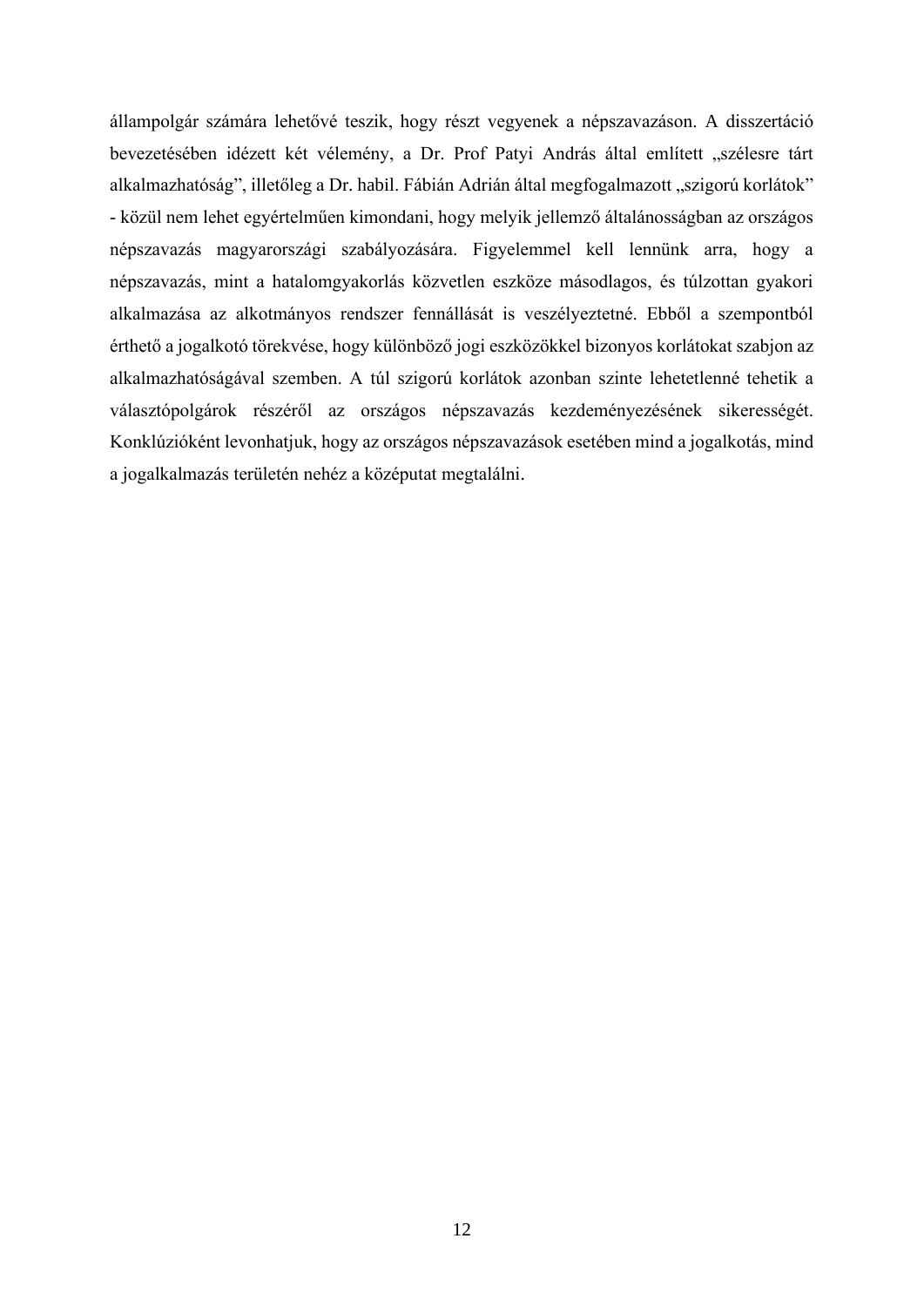állampolgár számára lehetővé teszik, hogy részt vegyenek a népszavazáson. A disszertáció bevezetésében idézett két vélemény, a Dr. Prof Patyi András által említett „szélesre tárt alkalmazhatóság", illetőleg a Dr. habil. Fábián Adrián által megfogalmazott „szigorú korlátok" - közül nem lehet egyértelműen kimondani, hogy melyik jellemző általánosságban az országos népszavazás magyarországi szabályozására. Figyelemmel kell lennünk arra, hogy a népszavazás, mint a hatalomgyakorlás közvetlen eszköze másodlagos, és túlzottan gyakori alkalmazása az alkotmányos rendszer fennállását is veszélyeztetné. Ebből a szempontból érthető a jogalkotó törekvése, hogy különböző jogi eszközökkel bizonyos korlátokat szabjon az alkalmazhatóságával szemben. A túl szigorú korlátok azonban szinte lehetetlenné tehetik a választópolgárok részéről az országos népszavazás kezdeményezésének sikerességét. Konklúzióként levonhatjuk, hogy az országos népszavazások esetében mind a jogalkotás, mind a jogalkalmazás területén nehéz a középutat megtalálni.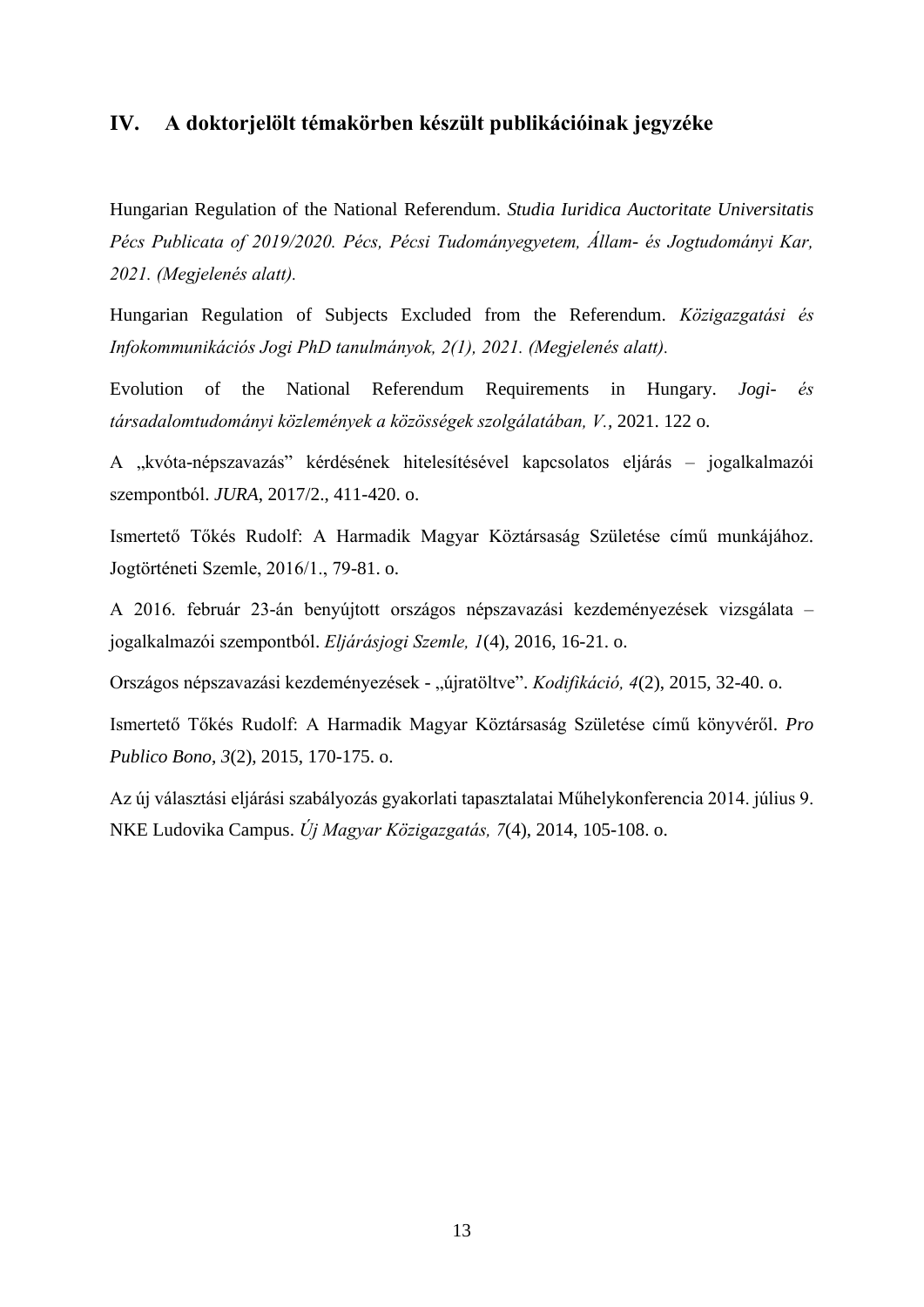## IV. A doktorjelölt témakörben készült publikációinak jegyzéke

Hungarian Regulation of the National Referendum. *Studia Iuridica Auctoritate Universitatis Pécs Publicata of 2019/2020. Pécs, Pécsi Tudományegyetem, Állam- és Jogtudományi Kar, 2021. (Megjelenés alatt).*

Hungarian Regulation of Subjects Excluded from the Referendum. *Közigazgatási és Infokommunikációs Jogi PhD tanulmányok, 2(1), 2021. (Megjelenés alatt).*

Evolution of the National Referendum Requirements in Hungary. *Jogi- és társadalomtudományi közlemények a közösségek szolgálatában, V.*, 2021. 122 o.

A „kvóta-népszavazás" kérdésének hitelesítésével kapcsolatos eljárás – jogalkalmazói szempontból. *JURA*, 2017/2., 411-420. o.

Ismertető Tőkés Rudolf: A Harmadik Magyar Köztársaság Születése című munkájához. Jogtörténeti Szemle, 2016/1., 79-81. o.

A 2016. február 23-án benyújtott országos népszavazási kezdeményezések vizsgálata – jogalkalmazói szempontból. *Eljárásjogi Szemle, 1*(4), 2016, 16-21. o.

Országos népszavazási kezdeményezések - „újratöltve". *Kodifikáció, 4*(2), 2015, 32-40. o.

Ismertető Tőkés Rudolf: A Harmadik Magyar Köztársaság Születése című könyvéről. *Pro Publico Bono*, *3*(2), 2015, 170-175. o.

Az új választási eljárási szabályozás gyakorlati tapasztalatai Műhelykonferencia 2014. július 9. NKE Ludovika Campus. *Új Magyar Közigazgatás, 7*(4), 2014, 105-108. o.